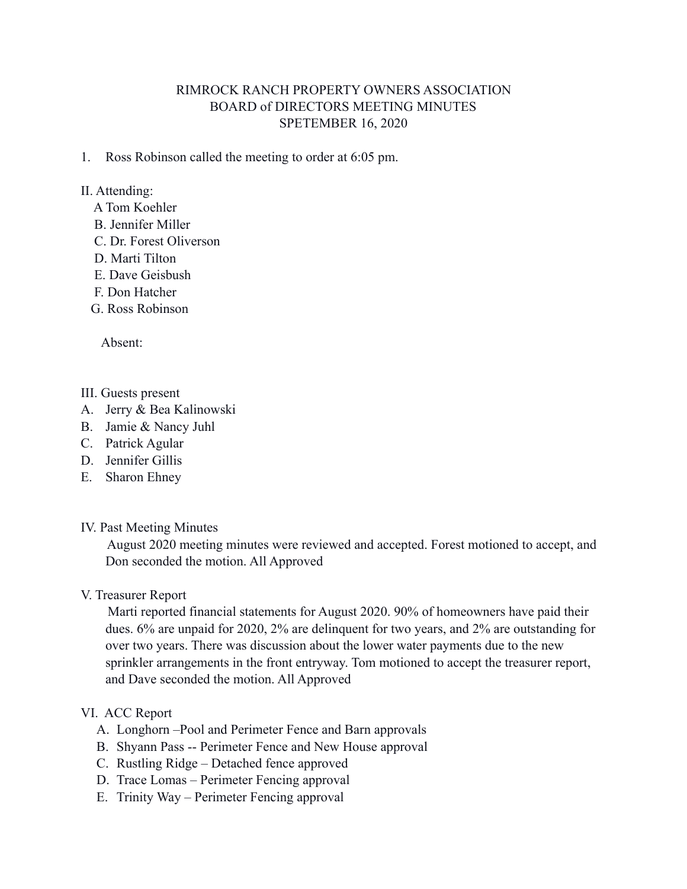RIMROCK RANCH PROPERTY OWNERS ASSOCIATION
BOARD of DIRECTORS MEETING MINUTES
SPETEMBER 16, 2020

1. Ross Robinson called the meeting to order at 6:05 pm.

II. Attending:

A Tom Koehler
B. Jennifer Miller
C. Dr. Forest Oliverson
D. Marti Tilton
E. Dave Geisbush
F. Don Hatcher
G. Ross Robinson

Absent:

III. Guests present

A. Jerry & Bea Kalinowski
B. Jamie & Nancy Juhl
C. Patrick Agular
D. Jennifer Gillis
E. Sharon Ehney

IV. Past Meeting Minutes

August 2020 meeting minutes were reviewed and accepted. Forest motioned to accept, and Don seconded the motion. All Approved

V. Treasurer Report

Marti reported financial statements for August 2020. 90% of homeowners have paid their dues. 6% are unpaid for 2020, 2% are delinquent for two years, and 2% are outstanding for over two years. There was discussion about the lower water payments due to the new sprinkler arrangements in the front entryway. Tom motioned to accept the treasurer report, and Dave seconded the motion. All Approved

VI. ACC Report

A. Longhorn –Pool and Perimeter Fence and Barn approvals
B. Shyann Pass -- Perimeter Fence and New House approval
C. Rustling Ridge – Detached fence approved
D. Trace Lomas – Perimeter Fencing approval
E. Trinity Way – Perimeter Fencing approval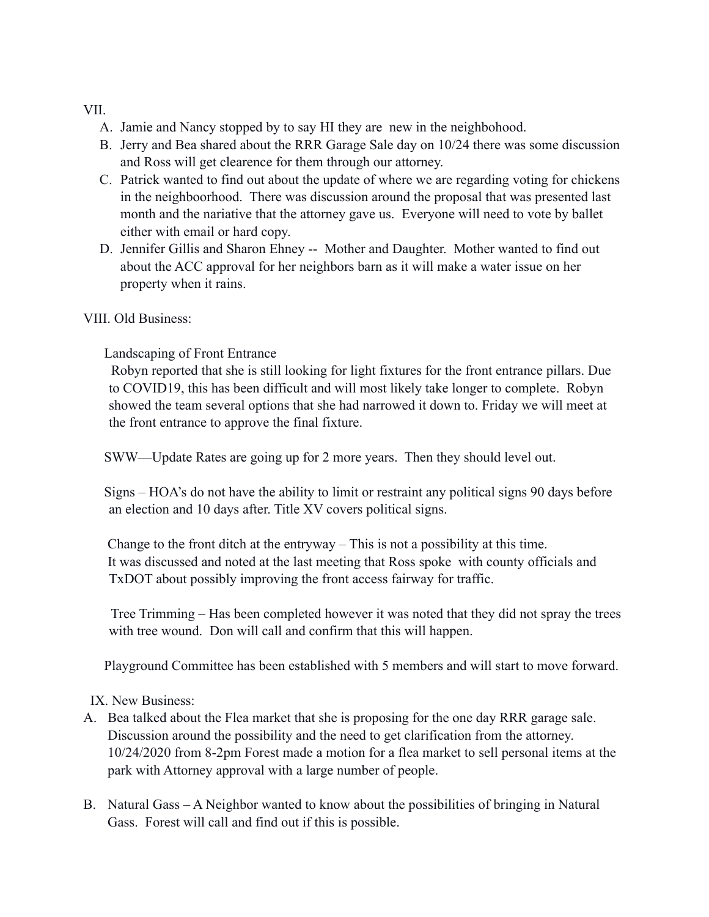VII.

A. Jamie and Nancy stopped by to say HI they are new in the neighbohood.
B. Jerry and Bea shared about the RRR Garage Sale day on 10/24 there was some discussion and Ross will get clearence for them through our attorney.
C. Patrick wanted to find out about the update of where we are regarding voting for chickens in the neighboorhood. There was discussion around the proposal that was presented last month and the nariative that the attorney gave us. Everyone will need to vote by ballet either with email or hard copy.
D. Jennifer Gillis and Sharon Ehney -- Mother and Daughter. Mother wanted to find out about the ACC approval for her neighbors barn as it will make a water issue on her property when it rains.

VIII. Old Business:

Landscaping of Front Entrance
Robyn reported that she is still looking for light fixtures for the front entrance pillars. Due to COVID19, this has been difficult and will most likely take longer to complete. Robyn showed the team several options that she had narrowed it down to. Friday we will meet at the front entrance to approve the final fixture.

SWW—Update Rates are going up for 2 more years. Then they should level out.

Signs – HOA's do not have the ability to limit or restraint any political signs 90 days before an election and 10 days after. Title XV covers political signs.

Change to the front ditch at the entryway – This is not a possibility at this time. It was discussed and noted at the last meeting that Ross spoke with county officials and TxDOT about possibly improving the front access fairway for traffic.

Tree Trimming – Has been completed however it was noted that they did not spray the trees with tree wound. Don will call and confirm that this will happen.

Playground Committee has been established with 5 members and will start to move forward.

IX. New Business:

A. Bea talked about the Flea market that she is proposing for the one day RRR garage sale. Discussion around the possibility and the need to get clarification from the attorney. 10/24/2020 from 8-2pm Forest made a motion for a flea market to sell personal items at the park with Attorney approval with a large number of people.
B. Natural Gass – A Neighbor wanted to know about the possibilities of bringing in Natural Gass. Forest will call and find out if this is possible.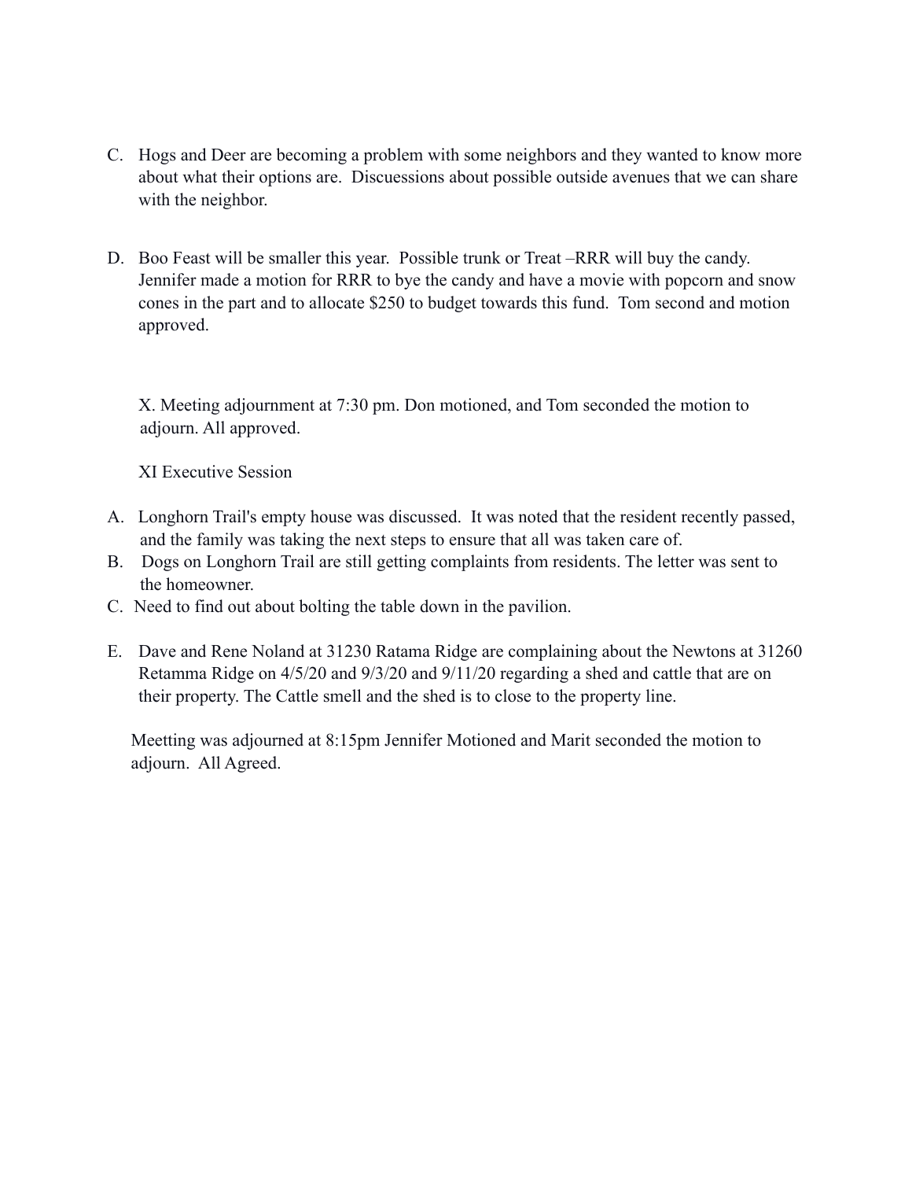C. Hogs and Deer are becoming a problem with some neighbors and they wanted to know more about what their options are. Discuessions about possible outside avenues that we can share with the neighbor.

D. Boo Feast will be smaller this year. Possible trunk or Treat –RRR will buy the candy. Jennifer made a motion for RRR to bye the candy and have a movie with popcorn and snow cones in the part and to allocate $250 to budget towards this fund. Tom second and motion approved.

X. Meeting adjournment at 7:30 pm. Don motioned, and Tom seconded the motion to adjourn. All approved.

XI Executive Session

A. Longhorn Trail's empty house was discussed. It was noted that the resident recently passed, and the family was taking the next steps to ensure that all was taken care of.
B. Dogs on Longhorn Trail are still getting complaints from residents. The letter was sent to the homeowner.
C. Need to find out about bolting the table down in the pavilion.

E. Dave and Rene Noland at 31230 Ratama Ridge are complaining about the Newtons at 31260 Retamma Ridge on 4/5/20 and 9/3/20 and 9/11/20 regarding a shed and cattle that are on their property. The Cattle smell and the shed is to close to the property line.

Meetting was adjourned at 8:15pm Jennifer Motioned and Marit seconded the motion to adjourn. All Agreed.